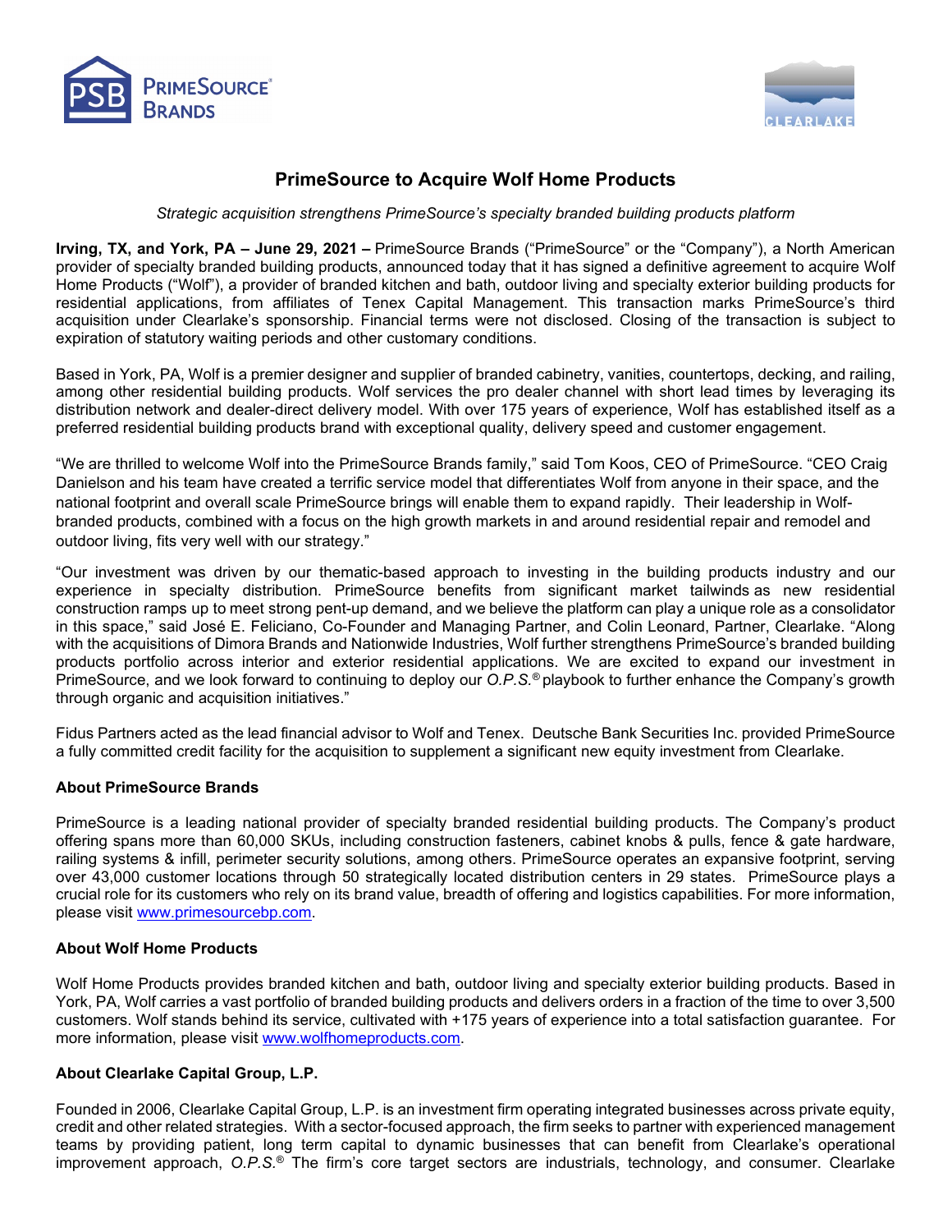# PrimeSource to Acquire Wolf Home Products

*Strategic acquisition strengthens PrimeSource's specialty branded building products platform*

**Irving, TX, and York, PA – June 29, 2021 –** PrimeSource Brands ("PrimeSource" or the "Company"), a North American provider of specialty branded building products, announced today that it has signed a definitive agreement to acquire Wolf Home Products ("Wolf"), a provider of branded kitchen and bath, outdoor living and specialty exterior building products for residential applications, from affiliates of Tenex Capital Management. This transaction marks PrimeSource's third acquisition under Clearlake's sponsorship. Financial terms were not disclosed. Closing of the transaction is subject to expiration of statutory waiting periods and other customary conditions.

Based in York, PA, Wolf is a premier designer and supplier of branded cabinetry, vanities, countertops, decking, and railing, among other residential building products. Wolf services the pro dealer channel with short lead times by leveraging its distribution network and dealer-direct delivery model. With over 175 years of experience, Wolf has established itself as a preferred residential building products brand with exceptional quality, delivery speed and customer engagement.

"We are thrilled to welcome Wolf into the PrimeSource Brands family," said Tom Koos, CEO of PrimeSource. "CEO Craig Danielson and his team have created a terrific service model that differentiates Wolf from anyone in their space, and the national footprint and overall scale PrimeSource brings will enable them to expand rapidly. Their leadership in Wolf-branded products, combined with a focus on the high growth markets in and around residential repair and remodel and outdoor living, fits very well with our strategy."

"Our investment was driven by our thematic-based approach to investing in the building products industry and our experience in specialty distribution. PrimeSource benefits from significant market tailwinds as new residential construction ramps up to meet strong pent-up demand, and we believe the platform can play a unique role as a consolidator in this space," said José E. Feliciano, Co-Founder and Managing Partner, and Colin Leonard, Partner, Clearlake. "Along with the acquisitions of Dimora Brands and Nationwide Industries, Wolf further strengthens PrimeSource's branded building products portfolio across interior and exterior residential applications. We are excited to expand our investment in PrimeSource, and we look forward to continuing to deploy our *O.P.S.®* playbook to further enhance the Company's growth through organic and acquisition initiatives."

Fidus Partners acted as the lead financial advisor to Wolf and Tenex. Deutsche Bank Securities Inc. provided PrimeSource a fully committed credit facility for the acquisition to supplement a significant new equity investment from Clearlake.

### About PrimeSource Brands

PrimeSource is a leading national provider of specialty branded residential building products. The Company's product offering spans more than 60,000 SKUs, including construction fasteners, cabinet knobs & pulls, fence & gate hardware, railing systems & infill, perimeter security solutions, among others. PrimeSource operates an expansive footprint, serving over 43,000 customer locations through 50 strategically located distribution centers in 29 states. PrimeSource plays a crucial role for its customers who rely on its brand value, breadth of offering and logistics capabilities. For more information, please visit www.primesourcebp.com.

### About Wolf Home Products

Wolf Home Products provides branded kitchen and bath, outdoor living and specialty exterior building products. Based in York, PA, Wolf carries a vast portfolio of branded building products and delivers orders in a fraction of the time to over 3,500 customers. Wolf stands behind its service, cultivated with +175 years of experience into a total satisfaction guarantee. For more information, please visit www.wolfhomeproducts.com.

### About Clearlake Capital Group, L.P.

Founded in 2006, Clearlake Capital Group, L.P. is an investment firm operating integrated businesses across private equity, credit and other related strategies. With a sector-focused approach, the firm seeks to partner with experienced management teams by providing patient, long term capital to dynamic businesses that can benefit from Clearlake's operational improvement approach, *O.P.S.®* The firm's core target sectors are industrials, technology, and consumer. Clearlake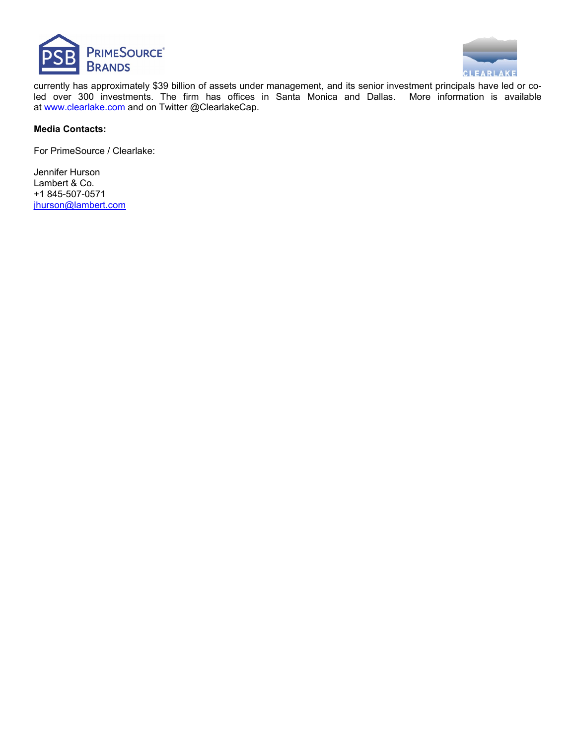currently has approximately $39 billion of assets under management, and its senior investment principals have led or co-led over 300 investments. The firm has offices in Santa Monica and Dallas. More information is available at www.clearlake.com and on Twitter @ClearlakeCap.

**Media Contacts:**

For PrimeSource / Clearlake:

Jennifer Hurson
Lambert & Co.
+1 845-507-0571
jhurson@lambert.com